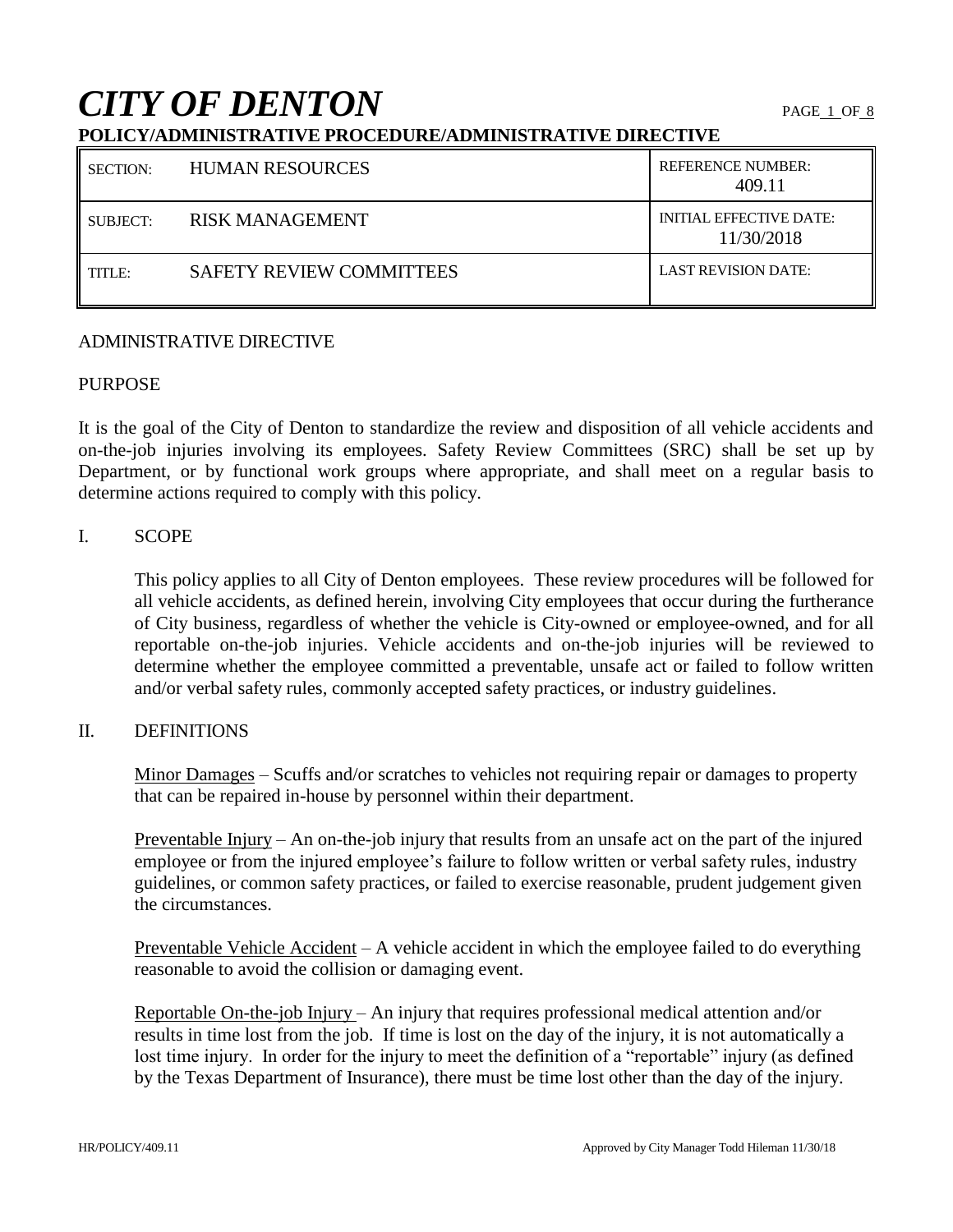# *CITY OF DENTON*

**POLICY/ADMINISTRATIVE PROCEDURE/ADMINISTRATIVE DIRECTIVE**

| SECTION: | HUMAN RESOURCES | REFERENCE NUMBER: 409.11 |
|---|---|---|
| SUBJECT: | RISK MANAGEMENT | INITIAL EFFECTIVE DATE: 11/30/2018 |
| TITLE: | SAFETY REVIEW COMMITTEES | LAST REVISION DATE: |

ADMINISTRATIVE DIRECTIVE

PURPOSE

It is the goal of the City of Denton to standardize the review and disposition of all vehicle accidents and on-the-job injuries involving its employees. Safety Review Committees (SRC) shall be set up by Department, or by functional work groups where appropriate, and shall meet on a regular basis to determine actions required to comply with this policy.

I. SCOPE

This policy applies to all City of Denton employees. These review procedures will be followed for all vehicle accidents, as defined herein, involving City employees that occur during the furtherance of City business, regardless of whether the vehicle is City-owned or employee-owned, and for all reportable on-the-job injuries. Vehicle accidents and on-the-job injuries will be reviewed to determine whether the employee committed a preventable, unsafe act or failed to follow written and/or verbal safety rules, commonly accepted safety practices, or industry guidelines.

II. DEFINITIONS

Minor Damages – Scuffs and/or scratches to vehicles not requiring repair or damages to property that can be repaired in-house by personnel within their department.

Preventable Injury – An on-the-job injury that results from an unsafe act on the part of the injured employee or from the injured employee's failure to follow written or verbal safety rules, industry guidelines, or common safety practices, or failed to exercise reasonable, prudent judgement given the circumstances.

Preventable Vehicle Accident – A vehicle accident in which the employee failed to do everything reasonable to avoid the collision or damaging event.

Reportable On-the-job Injury – An injury that requires professional medical attention and/or results in time lost from the job. If time is lost on the day of the injury, it is not automatically a lost time injury. In order for the injury to meet the definition of a "reportable" injury (as defined by the Texas Department of Insurance), there must be time lost other than the day of the injury.

HR/POLICY/409.11 Approved by City Manager Todd Hileman 11/30/18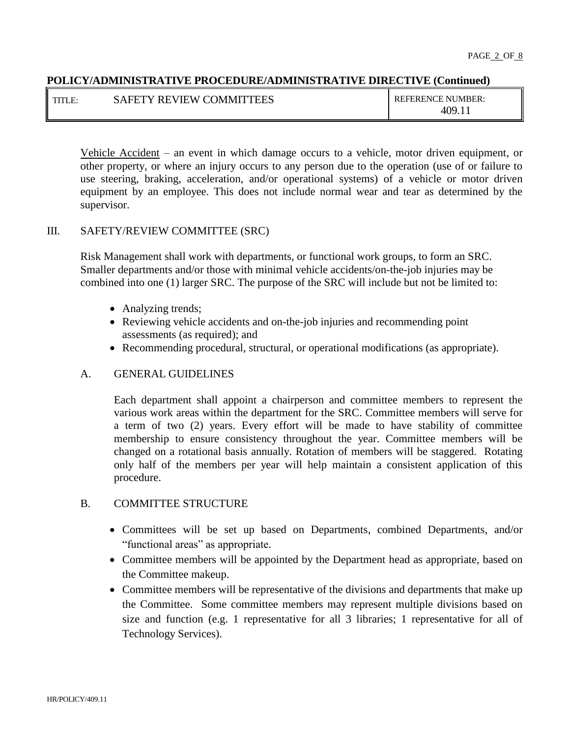Vehicle Accident – an event in which damage occurs to a vehicle, motor driven equipment, or other property, or where an injury occurs to any person due to the operation (use of or failure to use steering, braking, acceleration, and/or operational systems) of a vehicle or motor driven equipment by an employee. This does not include normal wear and tear as determined by the supervisor.

## III. SAFETY/REVIEW COMMITTEE (SRC)

Risk Management shall work with departments, or functional work groups, to form an SRC. Smaller departments and/or those with minimal vehicle accidents/on-the-job injuries may be combined into one (1) larger SRC. The purpose of the SRC will include but not be limited to:

- Analyzing trends;
- Reviewing vehicle accidents and on-the-job injuries and recommending point assessments (as required); and
- Recommending procedural, structural, or operational modifications (as appropriate).

### A. GENERAL GUIDELINES

Each department shall appoint a chairperson and committee members to represent the various work areas within the department for the SRC. Committee members will serve for a term of two (2) years. Every effort will be made to have stability of committee membership to ensure consistency throughout the year. Committee members will be changed on a rotational basis annually. Rotation of members will be staggered. Rotating only half of the members per year will help maintain a consistent application of this procedure.

### B. COMMITTEE STRUCTURE

- Committees will be set up based on Departments, combined Departments, and/or "functional areas" as appropriate.
- Committee members will be appointed by the Department head as appropriate, based on the Committee makeup.
- Committee members will be representative of the divisions and departments that make up the Committee. Some committee members may represent multiple divisions based on size and function (e.g. 1 representative for all 3 libraries; 1 representative for all of Technology Services).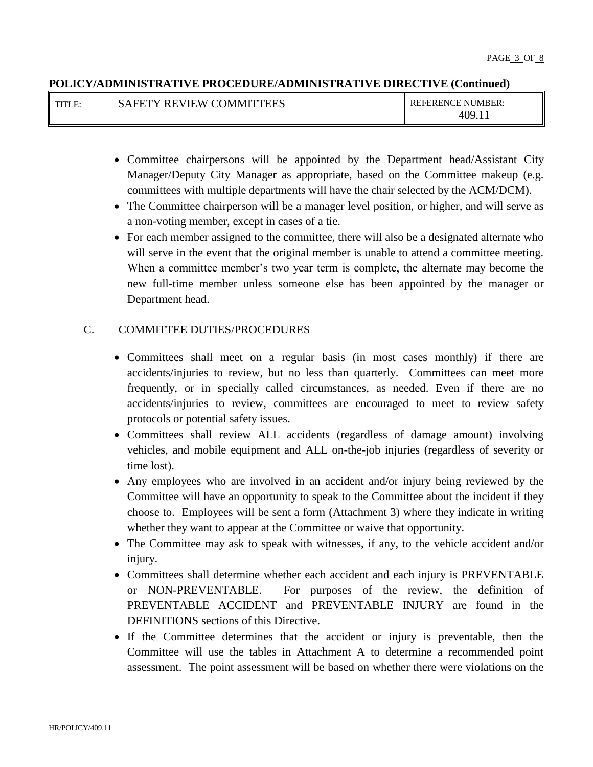- Committee chairpersons will be appointed by the Department head/Assistant City Manager/Deputy City Manager as appropriate, based on the Committee makeup (e.g. committees with multiple departments will have the chair selected by the ACM/DCM).
- The Committee chairperson will be a manager level position, or higher, and will serve as a non-voting member, except in cases of a tie.
- For each member assigned to the committee, there will also be a designated alternate who will serve in the event that the original member is unable to attend a committee meeting. When a committee member's two year term is complete, the alternate may become the new full-time member unless someone else has been appointed by the manager or Department head.

C. COMMITTEE DUTIES/PROCEDURES

- Committees shall meet on a regular basis (in most cases monthly) if there are accidents/injuries to review, but no less than quarterly. Committees can meet more frequently, or in specially called circumstances, as needed. Even if there are no accidents/injuries to review, committees are encouraged to meet to review safety protocols or potential safety issues.
- Committees shall review ALL accidents (regardless of damage amount) involving vehicles, and mobile equipment and ALL on-the-job injuries (regardless of severity or time lost).
- Any employees who are involved in an accident and/or injury being reviewed by the Committee will have an opportunity to speak to the Committee about the incident if they choose to. Employees will be sent a form (Attachment 3) where they indicate in writing whether they want to appear at the Committee or waive that opportunity.
- The Committee may ask to speak with witnesses, if any, to the vehicle accident and/or injury.
- Committees shall determine whether each accident and each injury is PREVENTABLE or NON-PREVENTABLE. For purposes of the review, the definition of PREVENTABLE ACCIDENT and PREVENTABLE INJURY are found in the DEFINITIONS sections of this Directive.
- If the Committee determines that the accident or injury is preventable, then the Committee will use the tables in Attachment A to determine a recommended point assessment. The point assessment will be based on whether there were violations on the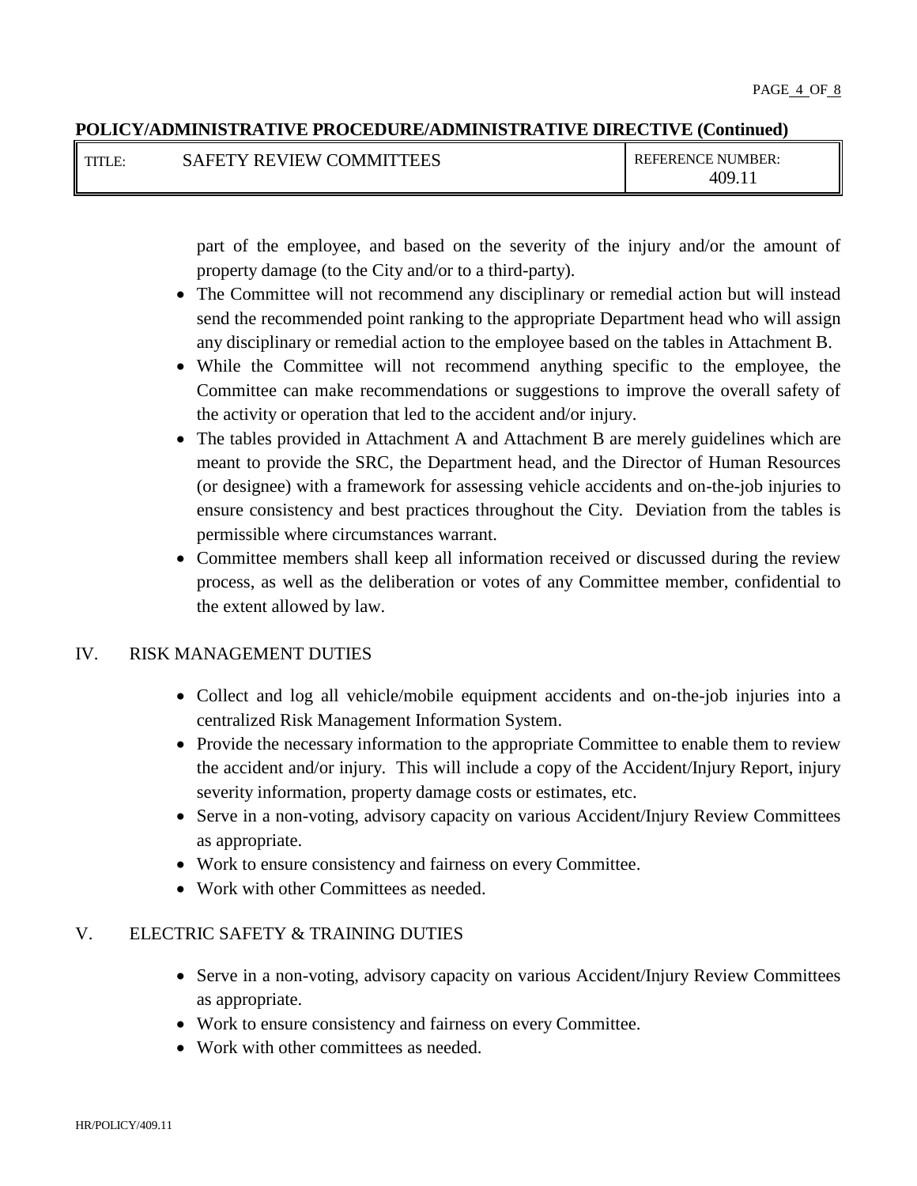part of the employee, and based on the severity of the injury and/or the amount of property damage (to the City and/or to a third-party).

- The Committee will not recommend any disciplinary or remedial action but will instead send the recommended point ranking to the appropriate Department head who will assign any disciplinary or remedial action to the employee based on the tables in Attachment B.
- While the Committee will not recommend anything specific to the employee, the Committee can make recommendations or suggestions to improve the overall safety of the activity or operation that led to the accident and/or injury.
- The tables provided in Attachment A and Attachment B are merely guidelines which are meant to provide the SRC, the Department head, and the Director of Human Resources (or designee) with a framework for assessing vehicle accidents and on-the-job injuries to ensure consistency and best practices throughout the City. Deviation from the tables is permissible where circumstances warrant.
- Committee members shall keep all information received or discussed during the review process, as well as the deliberation or votes of any Committee member, confidential to the extent allowed by law.

## IV. RISK MANAGEMENT DUTIES

- Collect and log all vehicle/mobile equipment accidents and on-the-job injuries into a centralized Risk Management Information System.
- Provide the necessary information to the appropriate Committee to enable them to review the accident and/or injury. This will include a copy of the Accident/Injury Report, injury severity information, property damage costs or estimates, etc.
- Serve in a non-voting, advisory capacity on various Accident/Injury Review Committees as appropriate.
- Work to ensure consistency and fairness on every Committee.
- Work with other Committees as needed.

## V. ELECTRIC SAFETY & TRAINING DUTIES

- Serve in a non-voting, advisory capacity on various Accident/Injury Review Committees as appropriate.
- Work to ensure consistency and fairness on every Committee.
- Work with other committees as needed.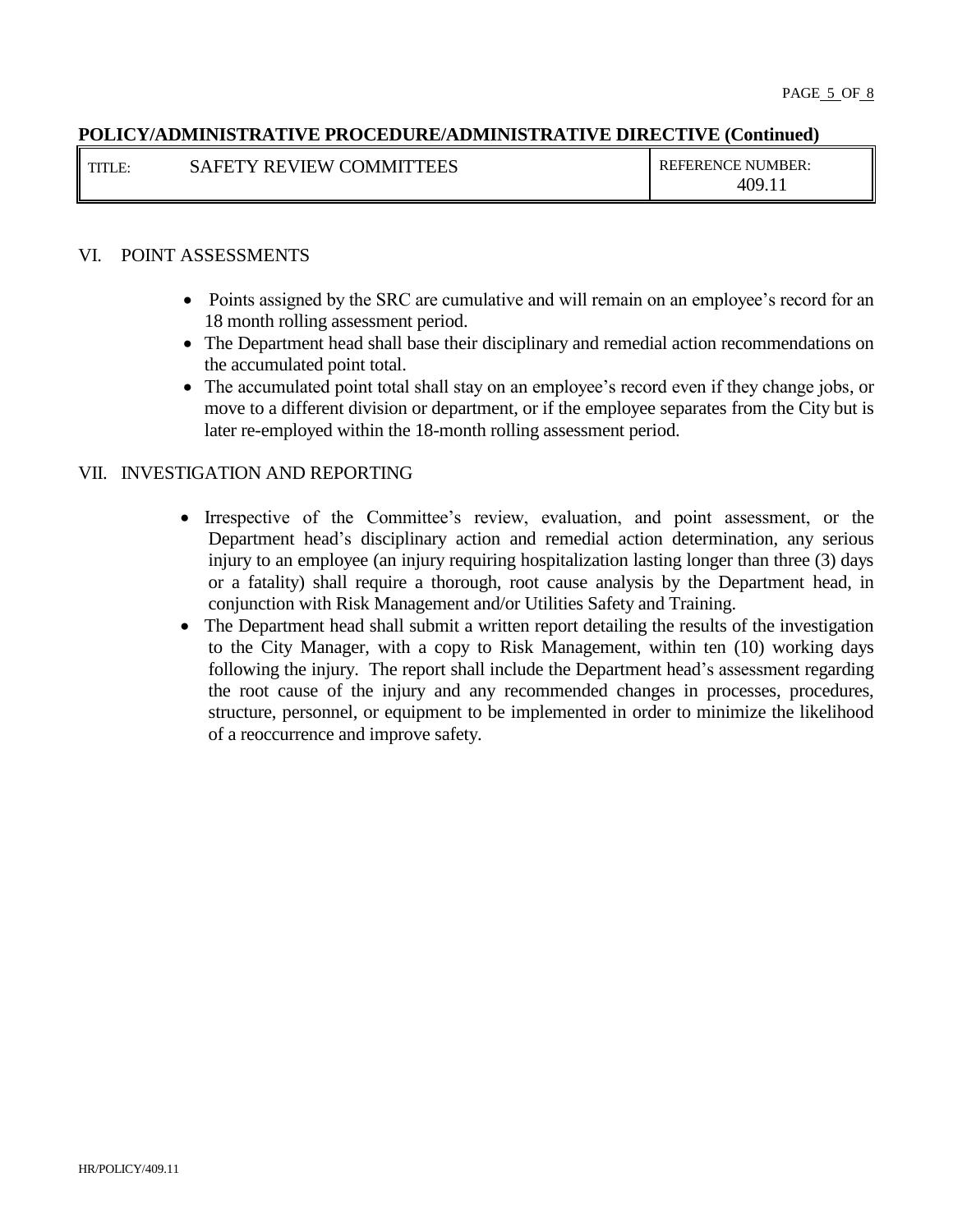## VI. POINT ASSESSMENTS

- Points assigned by the SRC are cumulative and will remain on an employee's record for an 18 month rolling assessment period.
- The Department head shall base their disciplinary and remedial action recommendations on the accumulated point total.
- The accumulated point total shall stay on an employee's record even if they change jobs, or move to a different division or department, or if the employee separates from the City but is later re-employed within the 18-month rolling assessment period.

## VII. INVESTIGATION AND REPORTING

- Irrespective of the Committee's review, evaluation, and point assessment, or the Department head's disciplinary action and remedial action determination, any serious injury to an employee (an injury requiring hospitalization lasting longer than three (3) days or a fatality) shall require a thorough, root cause analysis by the Department head, in conjunction with Risk Management and/or Utilities Safety and Training.
- The Department head shall submit a written report detailing the results of the investigation to the City Manager, with a copy to Risk Management, within ten (10) working days following the injury. The report shall include the Department head's assessment regarding the root cause of the injury and any recommended changes in processes, procedures, structure, personnel, or equipment to be implemented in order to minimize the likelihood of a reoccurrence and improve safety.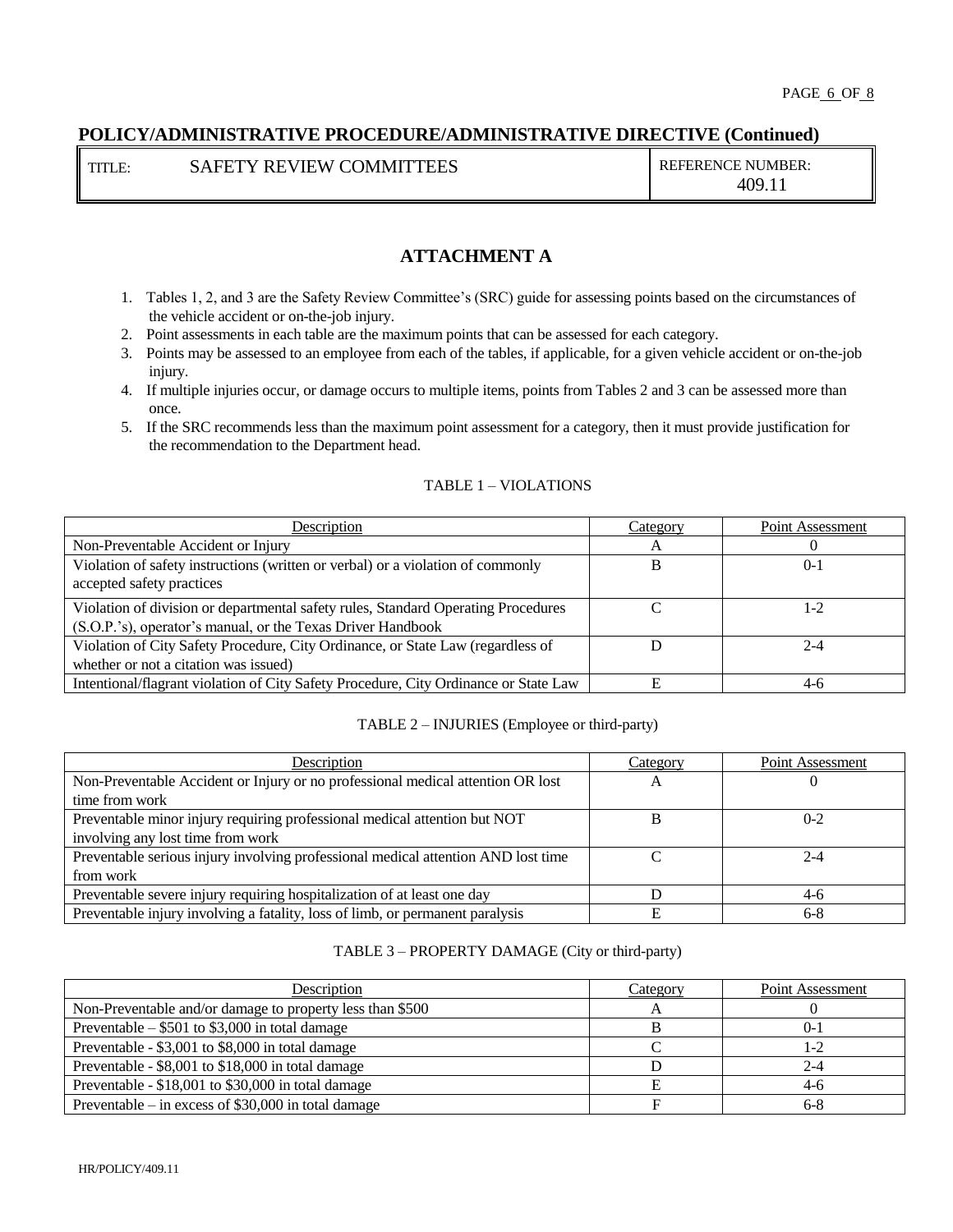## POLICY/ADMINISTRATIVE PROCEDURE/ADMINISTRATIVE DIRECTIVE (Continued)

| TITLE: SAFETY REVIEW COMMITTEES | REFERENCE NUMBER: 409.11 |
|---|---|

# ATTACHMENT A

1. Tables 1, 2, and 3 are the Safety Review Committee's (SRC) guide for assessing points based on the circumstances of the vehicle accident or on-the-job injury.
2. Point assessments in each table are the maximum points that can be assessed for each category.
3. Points may be assessed to an employee from each of the tables, if applicable, for a given vehicle accident or on-the-job injury.
4. If multiple injuries occur, or damage occurs to multiple items, points from Tables 2 and 3 can be assessed more than once.
5. If the SRC recommends less than the maximum point assessment for a category, then it must provide justification for the recommendation to the Department head.

TABLE 1 – VIOLATIONS

| Description | Category | Point Assessment |
|---|---|---|
| Non-Preventable Accident or Injury | A | 0 |
| Violation of safety instructions (written or verbal) or a violation of commonly accepted safety practices | B | 0-1 |
| Violation of division or departmental safety rules, Standard Operating Procedures (S.O.P.'s), operator's manual, or the Texas Driver Handbook | C | 1-2 |
| Violation of City Safety Procedure, City Ordinance, or State Law (regardless of whether or not a citation was issued) | D | 2-4 |
| Intentional/flagrant violation of City Safety Procedure, City Ordinance or State Law | E | 4-6 |

TABLE 2 – INJURIES (Employee or third-party)

| Description | Category | Point Assessment |
|---|---|---|
| Non-Preventable Accident or Injury or no professional medical attention OR lost time from work | A | 0 |
| Preventable minor injury requiring professional medical attention but NOT involving any lost time from work | B | 0-2 |
| Preventable serious injury involving professional medical attention AND lost time from work | C | 2-4 |
| Preventable severe injury requiring hospitalization of at least one day | D | 4-6 |
| Preventable injury involving a fatality, loss of limb, or permanent paralysis | E | 6-8 |

TABLE 3 – PROPERTY DAMAGE (City or third-party)

| Description | Category | Point Assessment |
|---|---|---|
| Non-Preventable and/or damage to property less than $500 | A | 0 |
| Preventable – $501 to $3,000 in total damage | B | 0-1 |
| Preventable - $3,001 to $8,000 in total damage | C | 1-2 |
| Preventable - $8,001 to $18,000 in total damage | D | 2-4 |
| Preventable - $18,001 to $30,000 in total damage | E | 4-6 |
| Preventable – in excess of $30,000 in total damage | F | 6-8 |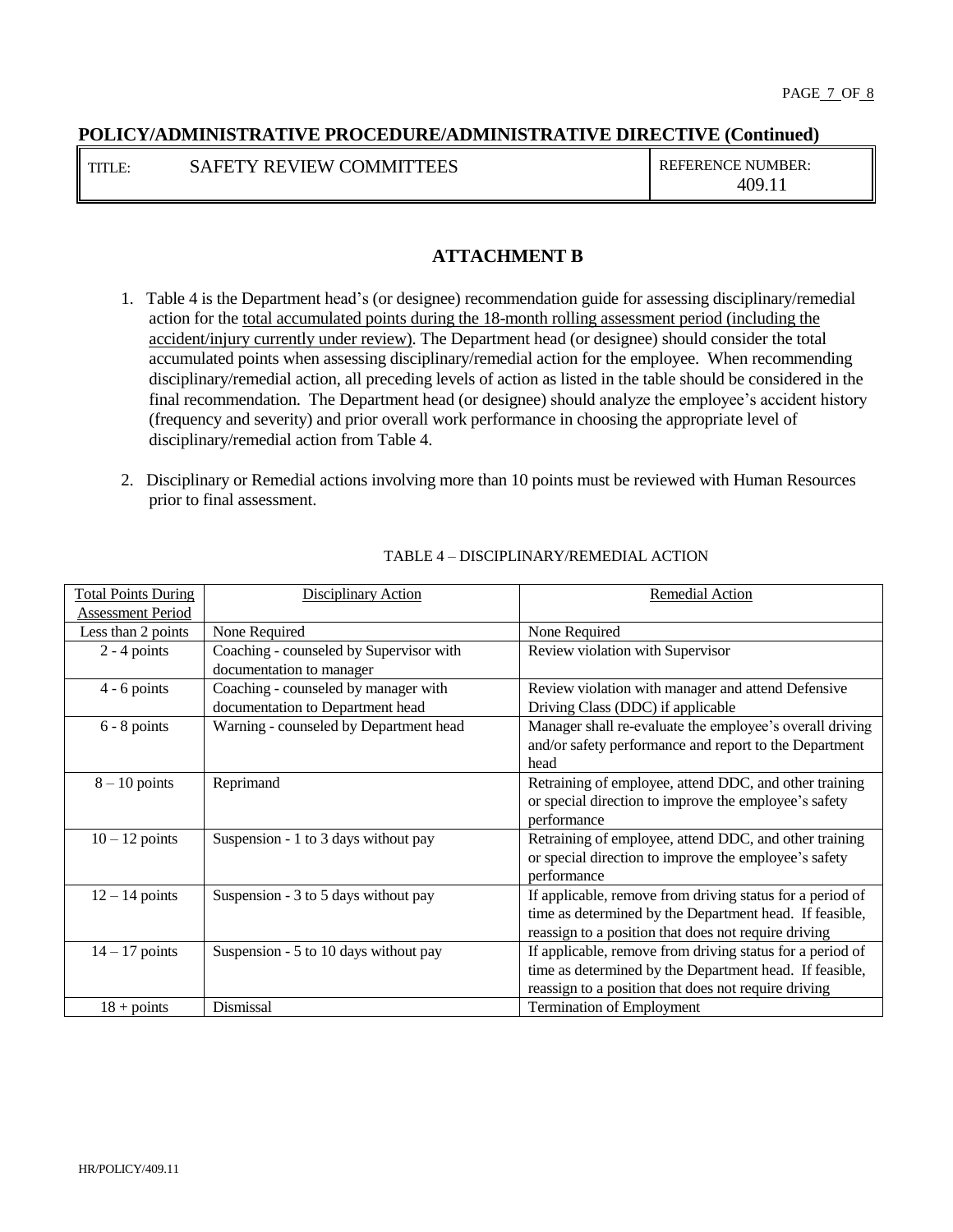**POLICY/ADMINISTRATIVE PROCEDURE/ADMINISTRATIVE DIRECTIVE (Continued)**

| TITLE: SAFETY REVIEW COMMITTEES | REFERENCE NUMBER: 409.11 |
|---|---|

## ATTACHMENT B

1. Table 4 is the Department head's (or designee) recommendation guide for assessing disciplinary/remedial action for the total accumulated points during the 18-month rolling assessment period (including the accident/injury currently under review). The Department head (or designee) should consider the total accumulated points when assessing disciplinary/remedial action for the employee. When recommending disciplinary/remedial action, all preceding levels of action as listed in the table should be considered in the final recommendation. The Department head (or designee) should analyze the employee's accident history (frequency and severity) and prior overall work performance in choosing the appropriate level of disciplinary/remedial action from Table 4.

2. Disciplinary or Remedial actions involving more than 10 points must be reviewed with Human Resources prior to final assessment.

TABLE 4 – DISCIPLINARY/REMEDIAL ACTION

| Total Points During Assessment Period | Disciplinary Action | Remedial Action |
|---|---|---|
| Less than 2 points | None Required | None Required |
| 2 - 4 points | Coaching - counseled by Supervisor with documentation to manager | Review violation with Supervisor |
| 4 - 6 points | Coaching - counseled by manager with documentation to Department head | Review violation with manager and attend Defensive Driving Class (DDC) if applicable |
| 6 - 8 points | Warning - counseled by Department head | Manager shall re-evaluate the employee's overall driving and/or safety performance and report to the Department head |
| 8 – 10 points | Reprimand | Retraining of employee, attend DDC, and other training or special direction to improve the employee's safety performance |
| 10 – 12 points | Suspension - 1 to 3 days without pay | Retraining of employee, attend DDC, and other training or special direction to improve the employee's safety performance |
| 12 – 14 points | Suspension - 3 to 5 days without pay | If applicable, remove from driving status for a period of time as determined by the Department head. If feasible, reassign to a position that does not require driving |
| 14 – 17 points | Suspension - 5 to 10 days without pay | If applicable, remove from driving status for a period of time as determined by the Department head. If feasible, reassign to a position that does not require driving |
| 18 + points | Dismissal | Termination of Employment |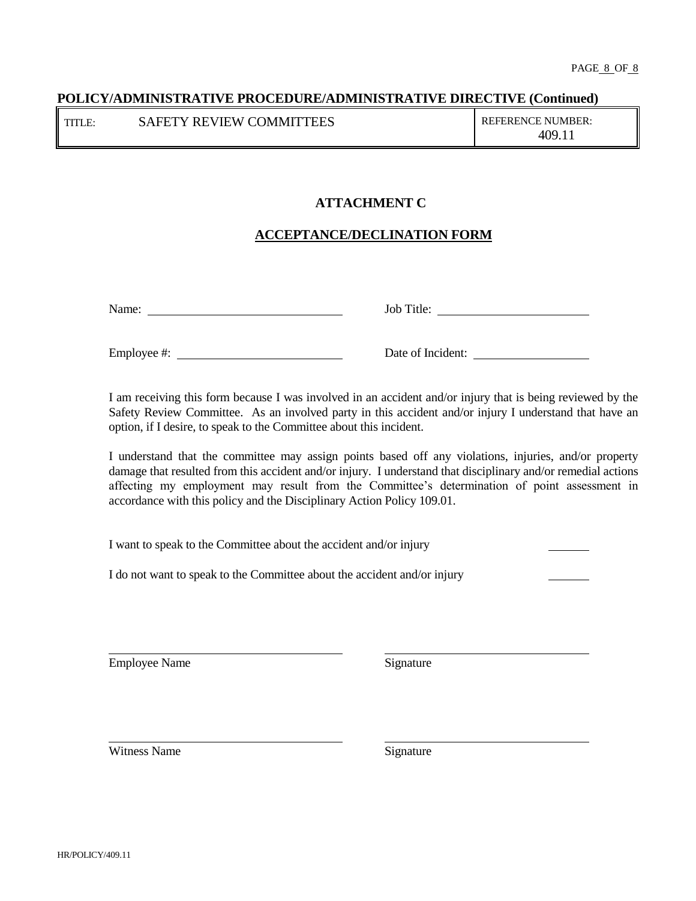**POLICY/ADMINISTRATIVE PROCEDURE/ADMINISTRATIVE DIRECTIVE (Continued)**

| | | |
|---|---|---|
| TITLE: | SAFETY REVIEW COMMITTEES | REFERENCE NUMBER: 409.11 |

## ATTACHMENT C

## ACCEPTANCE/DECLINATION FORM

Name: ______________________________ Job Title: ________________________

Employee #: __________________________ Date of Incident: __________________

I am receiving this form because I was involved in an accident and/or injury that is being reviewed by the Safety Review Committee. As an involved party in this accident and/or injury I understand that have an option, if I desire, to speak to the Committee about this incident.

I understand that the committee may assign points based off any violations, injuries, and/or property damage that resulted from this accident and/or injury. I understand that disciplinary and/or remedial actions affecting my employment may result from the Committee's determination of point assessment in accordance with this policy and the Disciplinary Action Policy 109.01.

I want to speak to the Committee about the accident and/or injury _______

I do not want to speak to the Committee about the accident and/or injury _______

______________________________________ ______________________________________
Employee Name Signature

______________________________________ ______________________________________
Witness Name Signature